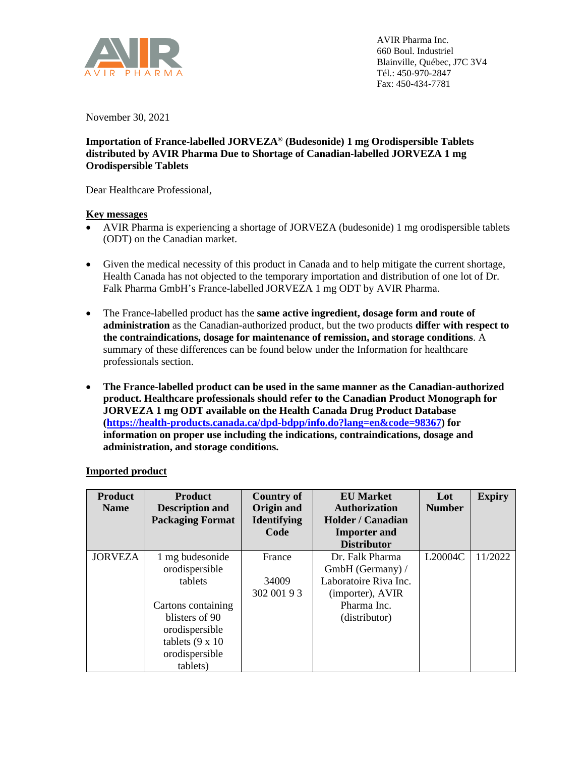AVIR Pharma Inc.
660 Boul. Industriel
Blainville, Québec, J7C 3V4
Tél.: 450-970-2847
Fax: 450-434-7781

November 30, 2021

**Importation of France-labelled JORVEZA® (Budesonide) 1 mg Orodispersible Tablets distributed by AVIR Pharma Due to Shortage of Canadian-labelled JORVEZA 1 mg Orodispersible Tablets**

Dear Healthcare Professional,

## Key messages

- AVIR Pharma is experiencing a shortage of JORVEZA (budesonide) 1 mg orodispersible tablets (ODT) on the Canadian market.

- Given the medical necessity of this product in Canada and to help mitigate the current shortage, Health Canada has not objected to the temporary importation and distribution of one lot of Dr. Falk Pharma GmbH's France-labelled JORVEZA 1 mg ODT by AVIR Pharma.

- The France-labelled product has the **same active ingredient, dosage form and route of administration** as the Canadian-authorized product, but the two products **differ with respect to the contraindications, dosage for maintenance of remission, and storage conditions**. A summary of these differences can be found below under the Information for healthcare professionals section.

- **The France-labelled product can be used in the same manner as the Canadian-authorized product. Healthcare professionals should refer to the Canadian Product Monograph for JORVEZA 1 mg ODT available on the Health Canada Drug Product Database ([https://health-products.canada.ca/dpd-bdpp/info.do?lang=en&code=98367](https://health-products.canada.ca/dpd-bdpp/info.do?lang=en&code=98367)) for information on proper use including the indications, contraindications, dosage and administration, and storage conditions.**

## Imported product

| Product Name | Product Description and Packaging Format | Country of Origin and Identifying Code | EU Market Authorization Holder / Canadian Importer and Distributor | Lot Number | Expiry |
|---|---|---|---|---|---|
| JORVEZA | 1 mg budesonide orodispersible tablets<br><br>Cartons containing blisters of 90 orodispersible tablets (9 x 10 orodispersible tablets) | France<br><br>34009 302 001 9 3 | Dr. Falk Pharma GmbH (Germany) / Laboratoire Riva Inc. (importer), AVIR Pharma Inc. (distributor) | L20004C | 11/2022 |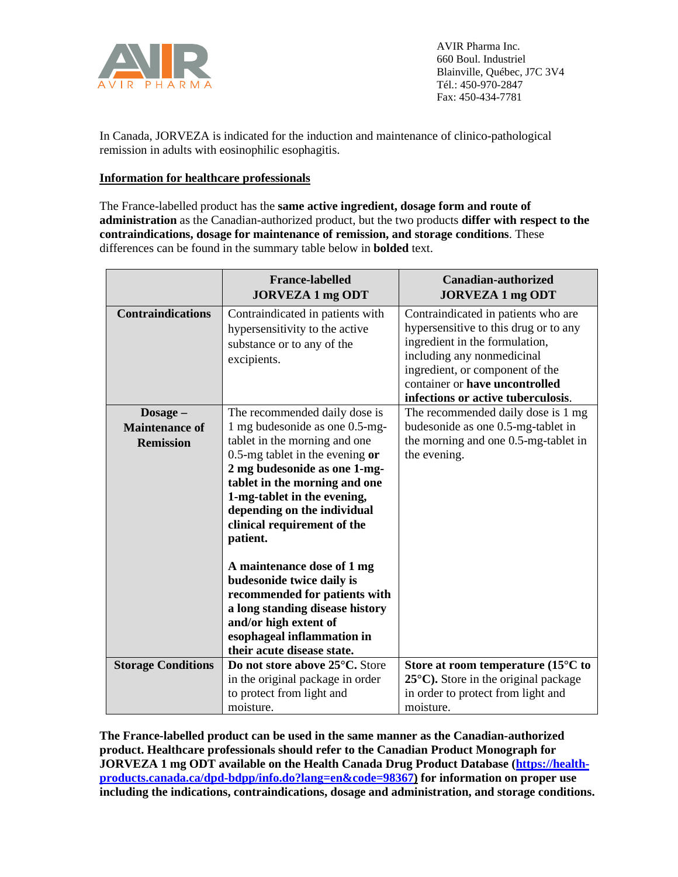AVIR Pharma Inc.
660 Boul. Industriel
Blainville, Québec, J7C 3V4
Tél.: 450-970-2847
Fax: 450-434-7781

In Canada, JORVEZA is indicated for the induction and maintenance of clinico-pathological remission in adults with eosinophilic esophagitis.

**Information for healthcare professionals**

The France-labelled product has the **same active ingredient, dosage form and route of administration** as the Canadian-authorized product, but the two products **differ with respect to the contraindications, dosage for maintenance of remission, and storage conditions**. These differences can be found in the summary table below in **bolded** text.

| | France-labelled JORVEZA 1 mg ODT | Canadian-authorized JORVEZA 1 mg ODT |
|---|---|---|
| **Contraindications** | Contraindicated in patients with hypersensitivity to the active substance or to any of the excipients. | Contraindicated in patients who are hypersensitive to this drug or to any ingredient in the formulation, including any nonmedicinal ingredient, or component of the container or **have uncontrolled infections or active tuberculosis**. |
| **Dosage – Maintenance of Remission** | The recommended daily dose is 1 mg budesonide as one 0.5-mg-tablet in the morning and one 0.5-mg tablet in the evening **or 2 mg budesonide as one 1-mg-tablet in the morning and one 1-mg-tablet in the evening, depending on the individual clinical requirement of the patient.**<br><br>**A maintenance dose of 1 mg budesonide twice daily is recommended for patients with a long standing disease history and/or high extent of esophageal inflammation in their acute disease state.** | The recommended daily dose is 1 mg budesonide as one 0.5-mg-tablet in the morning and one 0.5-mg-tablet in the evening. |
| **Storage Conditions** | **Do not store above 25°C.** Store in the original package in order to protect from light and moisture. | **Store at room temperature (15°C to 25°C).** Store in the original package in order to protect from light and moisture. |

**The France-labelled product can be used in the same manner as the Canadian-authorized product. Healthcare professionals should refer to the Canadian Product Monograph for JORVEZA 1 mg ODT available on the Health Canada Drug Product Database ([https://health-products.canada.ca/dpd-bdpp/info.do?lang=en&code=98367](https://health-products.canada.ca/dpd-bdpp/info.do?lang=en&code=98367)) for information on proper use including the indications, contraindications, dosage and administration, and storage conditions.**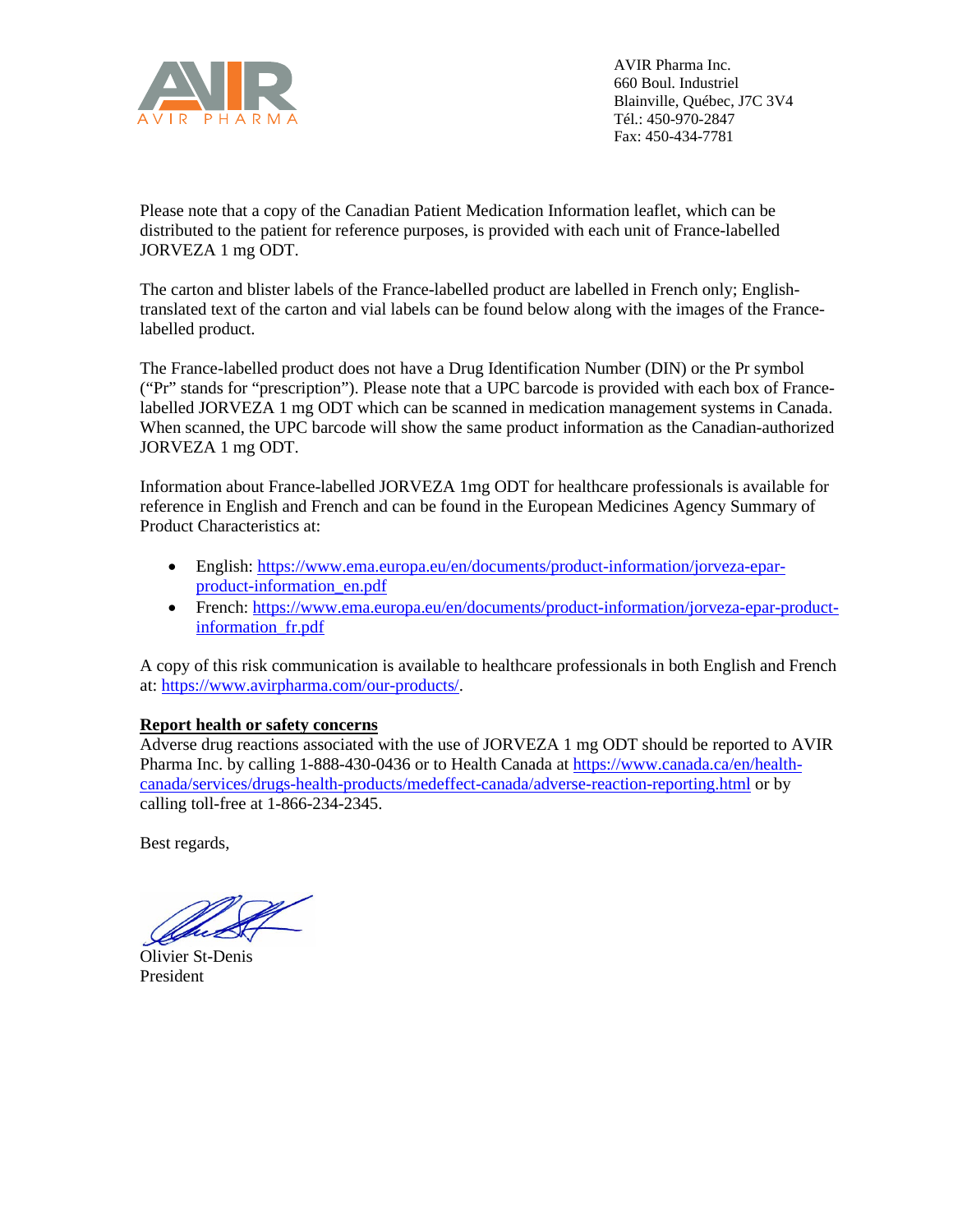AVIR Pharma Inc.
660 Boul. Industriel
Blainville, Québec, J7C 3V4
Tél.: 450-970-2847
Fax: 450-434-7781

Please note that a copy of the Canadian Patient Medication Information leaflet, which can be distributed to the patient for reference purposes, is provided with each unit of France-labelled JORVEZA 1 mg ODT.

The carton and blister labels of the France-labelled product are labelled in French only; English-translated text of the carton and vial labels can be found below along with the images of the France-labelled product.

The France-labelled product does not have a Drug Identification Number (DIN) or the Pr symbol ("Pr" stands for "prescription"). Please note that a UPC barcode is provided with each box of France-labelled JORVEZA 1 mg ODT which can be scanned in medication management systems in Canada. When scanned, the UPC barcode will show the same product information as the Canadian-authorized JORVEZA 1 mg ODT.

Information about France-labelled JORVEZA 1mg ODT for healthcare professionals is available for reference in English and French and can be found in the European Medicines Agency Summary of Product Characteristics at:

- English: https://www.ema.europa.eu/en/documents/product-information/jorveza-epar-product-information_en.pdf
- French: https://www.ema.europa.eu/en/documents/product-information/jorveza-epar-product-information_fr.pdf

A copy of this risk communication is available to healthcare professionals in both English and French at: https://www.avirpharma.com/our-products/.

**Report health or safety concerns**

Adverse drug reactions associated with the use of JORVEZA 1 mg ODT should be reported to AVIR Pharma Inc. by calling 1-888-430-0436 or to Health Canada at https://www.canada.ca/en/health-canada/services/drugs-health-products/medeffect-canada/adverse-reaction-reporting.html or by calling toll-free at 1-866-234-2345.

Best regards,

Olivier St-Denis
President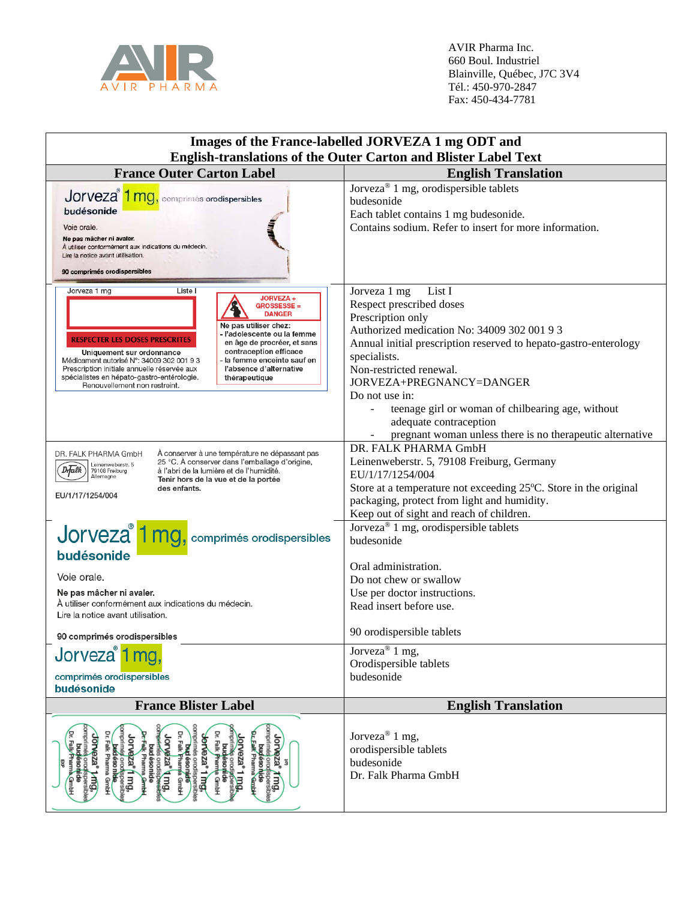AVIR Pharma Inc.
660 Boul. Industriel
Blainville, Québec, J7C 3V4
Tél.: 450-970-2847
Fax: 450-434-7781

| Images of the France-labelled JORVEZA 1 mg ODT and English-translations of the Outer Carton and Blister Label Text | |
|---|---|
| **France Outer Carton Label** | **English Translation** |
| Jorveza® 1 mg, comprimés orodispersibles<br>budésonide<br>Voie orale.<br>Ne pas mâcher ni avaler.<br>À utiliser conformément aux indications du médecin.<br>Lire la notice avant utilisation.<br>90 comprimés orodispersibles | Jorveza® 1 mg, orodispersible tablets<br>budesonide<br>Each tablet contains 1 mg budesonide.<br>Contains sodium. Refer to insert for more information. |
| Jorveza 1 mg Liste I<br>RESPECTER LES DOSES PRESCRITES<br>Uniquement sur ordonnance<br>Médicament autorisé N°: 34009 302 001 9 3<br>Prescription initiale annuelle réservée aux spécialistes en hépato-gastro-entérologie.<br>Renouvellement non restreint.<br>JORVEZA + GROSSESSE = DANGER<br>Ne pas utiliser chez:<br>- l'adolescente ou la femme en âge de procréer, et sans contraception efficace<br>- la femme enceinte sauf en l'absence d'alternative thérapeutique | Jorveza 1 mg List I<br>Respect prescribed doses<br>Prescription only<br>Authorized medication No: 34009 302 001 9 3<br>Annual initial prescription reserved to hepato-gastro-enterology specialists.<br>Non-restricted renewal.<br>JORVEZA+PREGNANCY=DANGER<br>Do not use in:<br>- teenage girl or woman of chilbearing age, without adequate contraception<br>- pregnant woman unless there is no therapeutic alternative |
| DR. FALK PHARMA GmbH<br>Leinenweberstr. 5<br>79108 Freiburg<br>Allemagne<br>EU/1/17/1254/004<br>À conserver à une température ne dépassant pas 25 °C. À conserver dans l'emballage d'origine, à l'abri de la lumière et de l'humidité.<br>Tenir hors de la vue et de la portée des enfants. | DR. FALK PHARMA GmbH<br>Leinenweberstr. 5, 79108 Freiburg, Germany<br>EU/1/17/1254/004<br>Store at a temperature not exceeding 25ºC. Store in the original packaging, protect from light and humidity.<br>Keep out of sight and reach of children. |
| Jorveza® 1 mg, comprimés orodispersibles<br>budésonide<br>Voie orale.<br>Ne pas mâcher ni avaler.<br>À utiliser conformément aux indications du médecin.<br>Lire la notice avant utilisation.<br>90 comprimés orodispersibles | Jorveza® 1 mg, orodispersible tablets<br>budesonide<br>Oral administration.<br>Do not chew or swallow<br>Use per doctor instructions.<br>Read insert before use.<br>90 orodispersible tablets |
| Jorveza® 1 mg,<br>comprimés orodispersibles<br>budésonide | Jorveza® 1 mg,<br>Orodispersible tablets<br>budesonide |
| **France Blister Label** | **English Translation** |
| Jorveza® 1 mg, comprimés orodispersibles budésonide Dr. Falk Pharma GmbH<br>EXP Lot | Jorveza® 1 mg,<br>orodispersible tablets<br>budesonide<br>Dr. Falk Pharma GmbH |